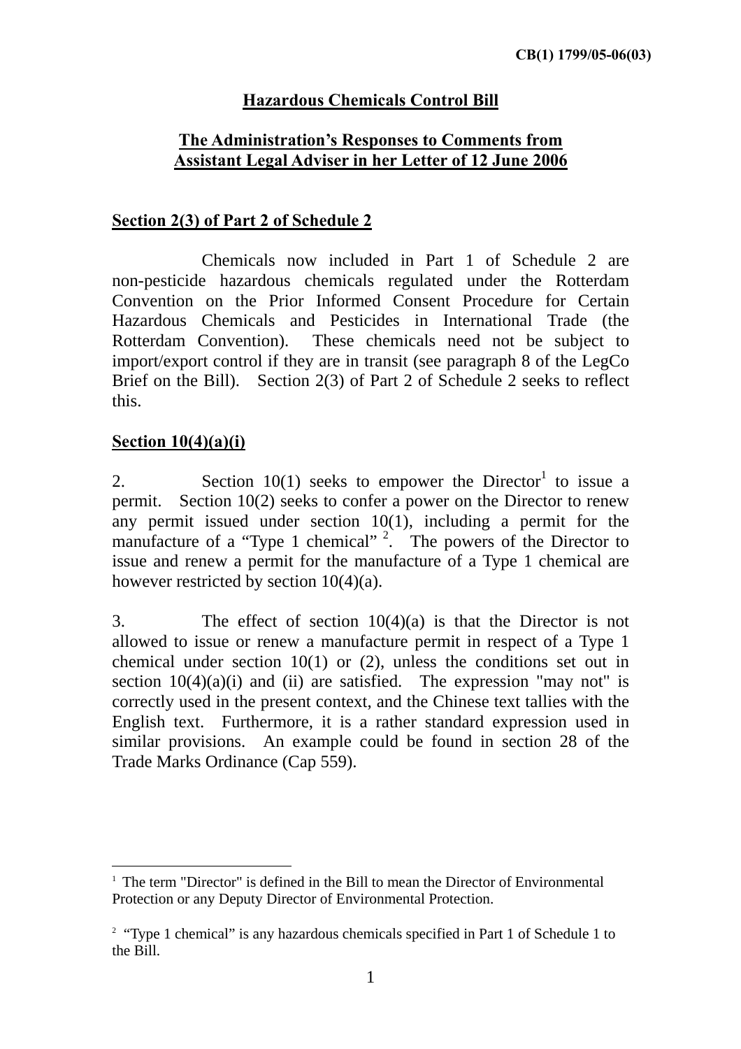CB(1) 1799/05-06(03)

# Hazardous Chemicals Control Bill

## The Administration's Responses to Comments from Assistant Legal Adviser in her Letter of 12 June 2006

### Section 2(3) of Part 2 of Schedule 2

Chemicals now included in Part 1 of Schedule 2 are non-pesticide hazardous chemicals regulated under the Rotterdam Convention on the Prior Informed Consent Procedure for Certain Hazardous Chemicals and Pesticides in International Trade (the Rotterdam Convention). These chemicals need not be subject to import/export control if they are in transit (see paragraph 8 of the LegCo Brief on the Bill). Section 2(3) of Part 2 of Schedule 2 seeks to reflect this.

### Section 10(4)(a)(i)

2. Section 10(1) seeks to empower the Director[1] to issue a permit. Section 10(2) seeks to confer a power on the Director to renew any permit issued under section 10(1), including a permit for the manufacture of a "Type 1 chemical"[2]. The powers of the Director to issue and renew a permit for the manufacture of a Type 1 chemical are however restricted by section 10(4)(a).

3. The effect of section 10(4)(a) is that the Director is not allowed to issue or renew a manufacture permit in respect of a Type 1 chemical under section 10(1) or (2), unless the conditions set out in section 10(4)(a)(i) and (ii) are satisfied. The expression "may not" is correctly used in the present context, and the Chinese text tallies with the English text. Furthermore, it is a rather standard expression used in similar provisions. An example could be found in section 28 of the Trade Marks Ordinance (Cap 559).

---

[1] The term "Director" is defined in the Bill to mean the Director of Environmental Protection or any Deputy Director of Environmental Protection.

[2] "Type 1 chemical" is any hazardous chemicals specified in Part 1 of Schedule 1 to the Bill.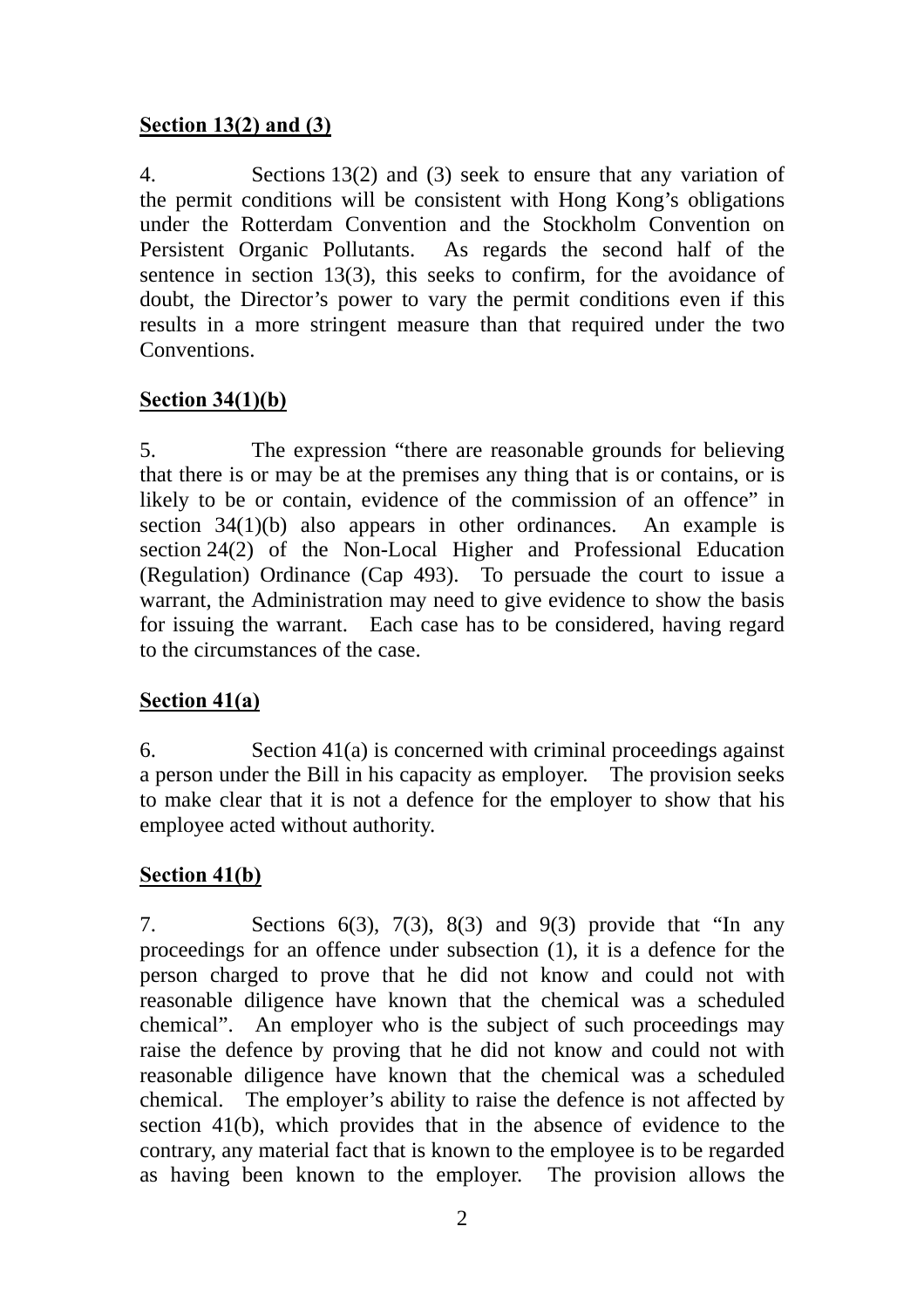**Section 13(2) and (3)**

4. Sections 13(2) and (3) seek to ensure that any variation of the permit conditions will be consistent with Hong Kong's obligations under the Rotterdam Convention and the Stockholm Convention on Persistent Organic Pollutants. As regards the second half of the sentence in section 13(3), this seeks to confirm, for the avoidance of doubt, the Director's power to vary the permit conditions even if this results in a more stringent measure than that required under the two Conventions.

**Section 34(1)(b)**

5. The expression "there are reasonable grounds for believing that there is or may be at the premises any thing that is or contains, or is likely to be or contain, evidence of the commission of an offence" in section 34(1)(b) also appears in other ordinances. An example is section 24(2) of the Non-Local Higher and Professional Education (Regulation) Ordinance (Cap 493). To persuade the court to issue a warrant, the Administration may need to give evidence to show the basis for issuing the warrant. Each case has to be considered, having regard to the circumstances of the case.

**Section 41(a)**

6. Section 41(a) is concerned with criminal proceedings against a person under the Bill in his capacity as employer. The provision seeks to make clear that it is not a defence for the employer to show that his employee acted without authority.

**Section 41(b)**

7. Sections 6(3), 7(3), 8(3) and 9(3) provide that "In any proceedings for an offence under subsection (1), it is a defence for the person charged to prove that he did not know and could not with reasonable diligence have known that the chemical was a scheduled chemical". An employer who is the subject of such proceedings may raise the defence by proving that he did not know and could not with reasonable diligence have known that the chemical was a scheduled chemical. The employer's ability to raise the defence is not affected by section 41(b), which provides that in the absence of evidence to the contrary, any material fact that is known to the employee is to be regarded as having been known to the employer. The provision allows the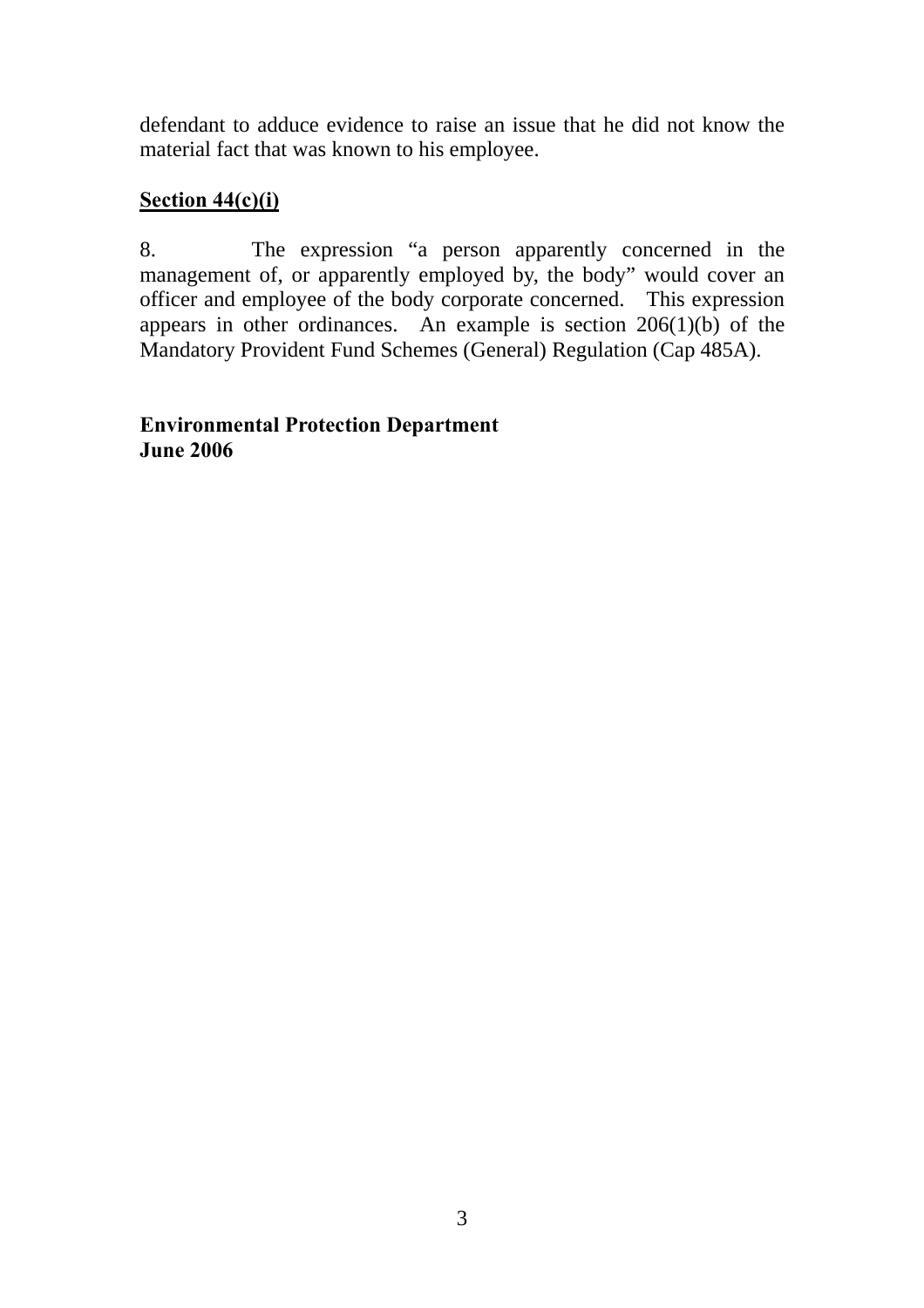defendant to adduce evidence to raise an issue that he did not know the material fact that was known to his employee.

**Section 44(c)(i)**

8. The expression "a person apparently concerned in the management of, or apparently employed by, the body" would cover an officer and employee of the body corporate concerned. This expression appears in other ordinances. An example is section 206(1)(b) of the Mandatory Provident Fund Schemes (General) Regulation (Cap 485A).

**Environmental Protection Department**
**June 2006**